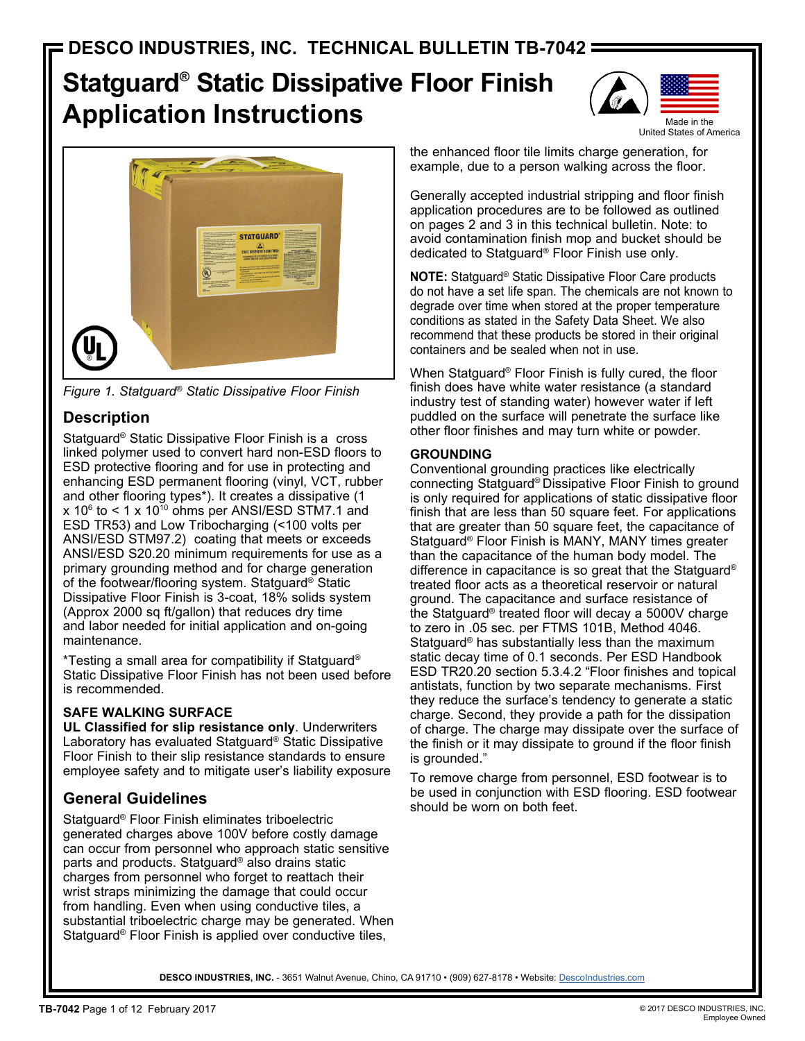# DESCO INDUSTRIES, INC. TECHNICAL BULLETIN TB-7042

# Statguard® Static Dissipative Floor Finish Application Instructions

Made in the United States of America

*Figure 1. Statguard® Static Dissipative Floor Finish*

## Description

Statguard® Static Dissipative Floor Finish is a cross linked polymer used to convert hard non-ESD floors to ESD protective flooring and for use in protecting and enhancing ESD permanent flooring (vinyl, VCT, rubber and other flooring types*). It creates a dissipative (1 x $10^6$ to < 1 x $10^{10}$ ohms per ANSI/ESD STM7.1 and ESD TR53) and Low Tribocharging (<100 volts per ANSI/ESD STM97.2) coating that meets or exceeds ANSI/ESD S20.20 minimum requirements for use as a primary grounding method and for charge generation of the footwear/flooring system. Statguard® Static Dissipative Floor Finish is 3-coat, 18% solids system (Approx 2000 sq ft/gallon) that reduces dry time and labor needed for initial application and on-going maintenance.

*Testing a small area for compatibility if Statguard® Static Dissipative Floor Finish has not been used before is recommended.

### SAFE WALKING SURFACE

**UL Classified for slip resistance only**. Underwriters Laboratory has evaluated Statguard® Static Dissipative Floor Finish to their slip resistance standards to ensure employee safety and to mitigate user's liability exposure

## General Guidelines

Statguard® Floor Finish eliminates triboelectric generated charges above 100V before costly damage can occur from personnel who approach static sensitive parts and products. Statguard® also drains static charges from personnel who forget to reattach their wrist straps minimizing the damage that could occur from handling. Even when using conductive tiles, a substantial triboelectric charge may be generated. When Statguard® Floor Finish is applied over conductive tiles, the enhanced floor tile limits charge generation, for example, due to a person walking across the floor.

Generally accepted industrial stripping and floor finish application procedures are to be followed as outlined on pages 2 and 3 in this technical bulletin. Note: to avoid contamination finish mop and bucket should be dedicated to Statguard® Floor Finish use only.

**NOTE:** Statguard® Static Dissipative Floor Care products do not have a set life span. The chemicals are not known to degrade over time when stored at the proper temperature conditions as stated in the Safety Data Sheet. We also recommend that these products be stored in their original containers and be sealed when not in use.

When Statguard® Floor Finish is fully cured, the floor finish does have white water resistance (a standard industry test of standing water) however water if left puddled on the surface will penetrate the surface like other floor finishes and may turn white or powder.

### GROUNDING

Conventional grounding practices like electrically connecting Statguard® Dissipative Floor Finish to ground is only required for applications of static dissipative floor finish that are less than 50 square feet. For applications that are greater than 50 square feet, the capacitance of Statguard® Floor Finish is MANY, MANY times greater than the capacitance of the human body model. The difference in capacitance is so great that the Statguard® treated floor acts as a theoretical reservoir or natural ground. The capacitance and surface resistance of the Statguard® treated floor will decay a 5000V charge to zero in .05 sec. per FTMS 101B, Method 4046. Statguard® has substantially less than the maximum static decay time of 0.1 seconds. Per ESD Handbook ESD TR20.20 section 5.3.4.2 "Floor finishes and topical antistats, function by two separate mechanisms. First they reduce the surface's tendency to generate a static charge. Second, they provide a path for the dissipation of charge. The charge may dissipate over the surface of the finish or it may dissipate to ground if the floor finish is grounded."

To remove charge from personnel, ESD footwear is to be used in conjunction with ESD flooring. ESD footwear should be worn on both feet.

**DESCO INDUSTRIES, INC.** - 3651 Walnut Avenue, Chino, CA 91710 • (909) 627-8178 • Website: DescoIndustries.com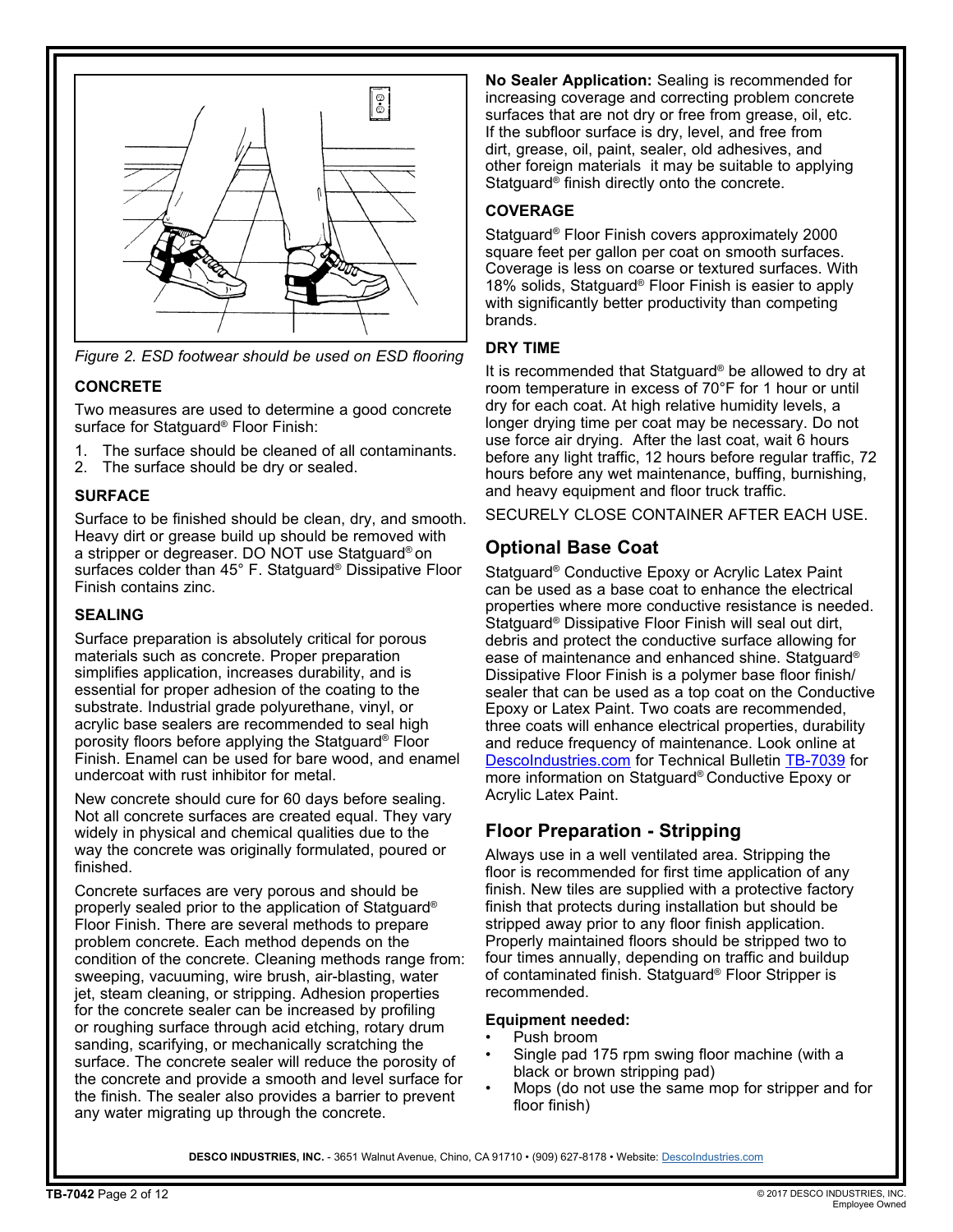*Figure 2. ESD footwear should be used on ESD flooring*

### CONCRETE

Two measures are used to determine a good concrete surface for Statguard® Floor Finish:

1. The surface should be cleaned of all contaminants.
2. The surface should be dry or sealed.

### SURFACE

Surface to be finished should be clean, dry, and smooth. Heavy dirt or grease build up should be removed with a stripper or degreaser. DO NOT use Statguard® on surfaces colder than 45° F. Statguard® Dissipative Floor Finish contains zinc.

### SEALING

Surface preparation is absolutely critical for porous materials such as concrete. Proper preparation simplifies application, increases durability, and is essential for proper adhesion of the coating to the substrate. Industrial grade polyurethane, vinyl, or acrylic base sealers are recommended to seal high porosity floors before applying the Statguard® Floor Finish. Enamel can be used for bare wood, and enamel undercoat with rust inhibitor for metal.

New concrete should cure for 60 days before sealing. Not all concrete surfaces are created equal. They vary widely in physical and chemical qualities due to the way the concrete was originally formulated, poured or finished.

Concrete surfaces are very porous and should be properly sealed prior to the application of Statguard® Floor Finish. There are several methods to prepare problem concrete. Each method depends on the condition of the concrete. Cleaning methods range from: sweeping, vacuuming, wire brush, air-blasting, water jet, steam cleaning, or stripping. Adhesion properties for the concrete sealer can be increased by profiling or roughing surface through acid etching, rotary drum sanding, scarifying, or mechanically scratching the surface. The concrete sealer will reduce the porosity of the concrete and provide a smooth and level surface for the finish. The sealer also provides a barrier to prevent any water migrating up through the concrete.

**No Sealer Application:** Sealing is recommended for increasing coverage and correcting problem concrete surfaces that are not dry or free from grease, oil, etc. If the subfloor surface is dry, level, and free from dirt, grease, oil, paint, sealer, old adhesives, and other foreign materials it may be suitable to applying Statguard® finish directly onto the concrete.

### COVERAGE

Statguard® Floor Finish covers approximately 2000 square feet per gallon per coat on smooth surfaces. Coverage is less on coarse or textured surfaces. With 18% solids, Statguard® Floor Finish is easier to apply with significantly better productivity than competing brands.

### DRY TIME

It is recommended that Statguard® be allowed to dry at room temperature in excess of 70°F for 1 hour or until dry for each coat. At high relative humidity levels, a longer drying time per coat may be necessary. Do not use force air drying. After the last coat, wait 6 hours before any light traffic, 12 hours before regular traffic, 72 hours before any wet maintenance, buffing, burnishing, and heavy equipment and floor truck traffic.

SECURELY CLOSE CONTAINER AFTER EACH USE.

## Optional Base Coat

Statguard® Conductive Epoxy or Acrylic Latex Paint can be used as a base coat to enhance the electrical properties where more conductive resistance is needed. Statguard® Dissipative Floor Finish will seal out dirt, debris and protect the conductive surface allowing for ease of maintenance and enhanced shine. Statguard® Dissipative Floor Finish is a polymer base floor finish/sealer that can be used as a top coat on the Conductive Epoxy or Latex Paint. Two coats are recommended, three coats will enhance electrical properties, durability and reduce frequency of maintenance. Look online at DescoIndustries.com for Technical Bulletin TB-7039 for more information on Statguard® Conductive Epoxy or Acrylic Latex Paint.

## Floor Preparation - Stripping

Always use in a well ventilated area. Stripping the floor is recommended for first time application of any finish. New tiles are supplied with a protective factory finish that protects during installation but should be stripped away prior to any floor finish application. Properly maintained floors should be stripped two to four times annually, depending on traffic and buildup of contaminated finish. Statguard® Floor Stripper is recommended.

**Equipment needed:**

- Push broom
- Single pad 175 rpm swing floor machine (with a black or brown stripping pad)
- Mops (do not use the same mop for stripper and for floor finish)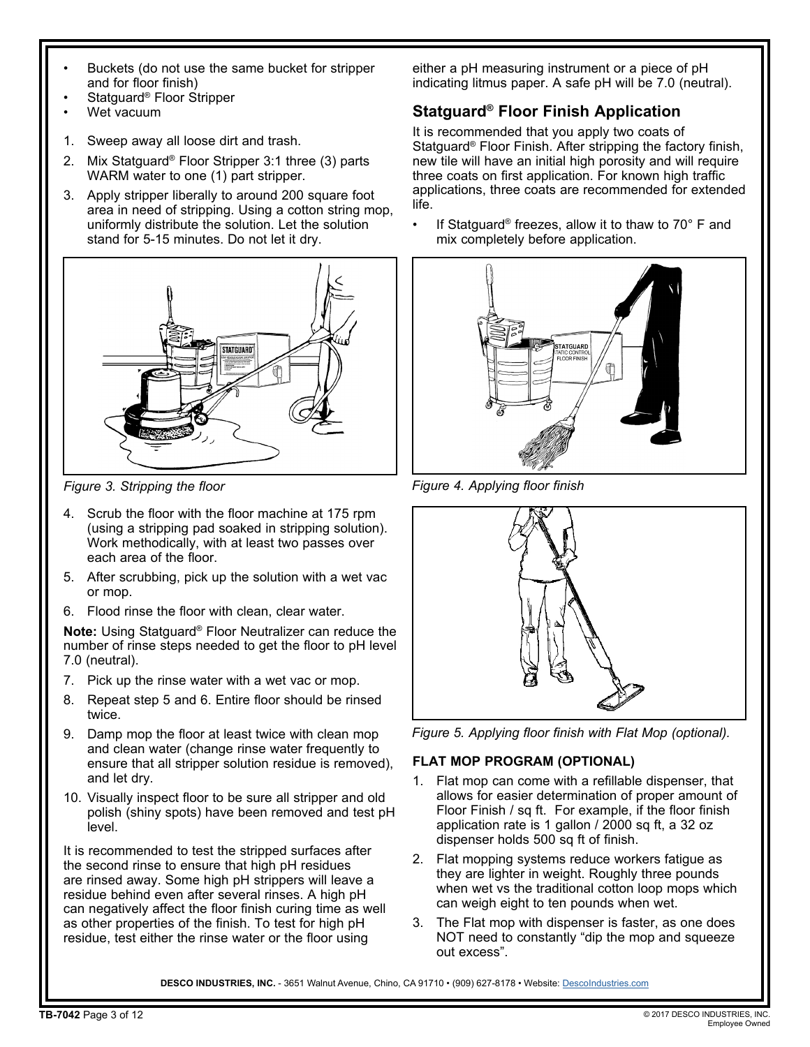- Buckets (do not use the same bucket for stripper and for floor finish)
- Statguard® Floor Stripper
- Wet vacuum

1. Sweep away all loose dirt and trash.
2. Mix Statguard® Floor Stripper 3:1 three (3) parts WARM water to one (1) part stripper.
3. Apply stripper liberally to around 200 square foot area in need of stripping. Using a cotton string mop, uniformly distribute the solution. Let the solution stand for 5-15 minutes. Do not let it dry.

*Figure 3. Stripping the floor*

4. Scrub the floor with the floor machine at 175 rpm (using a stripping pad soaked in stripping solution). Work methodically, with at least two passes over each area of the floor.
5. After scrubbing, pick up the solution with a wet vac or mop.
6. Flood rinse the floor with clean, clear water.

**Note:** Using Statguard® Floor Neutralizer can reduce the number of rinse steps needed to get the floor to pH level 7.0 (neutral).

7. Pick up the rinse water with a wet vac or mop.
8. Repeat step 5 and 6. Entire floor should be rinsed twice.
9. Damp mop the floor at least twice with clean mop and clean water (change rinse water frequently to ensure that all stripper solution residue is removed), and let dry.
10. Visually inspect floor to be sure all stripper and old polish (shiny spots) have been removed and test pH level.

It is recommended to test the stripped surfaces after the second rinse to ensure that high pH residues are rinsed away. Some high pH strippers will leave a residue behind even after several rinses. A high pH can negatively affect the floor finish curing time as well as other properties of the finish. To test for high pH residue, test either the rinse water or the floor using either a pH measuring instrument or a piece of pH indicating litmus paper. A safe pH will be 7.0 (neutral).

## Statguard® Floor Finish Application

It is recommended that you apply two coats of Statguard® Floor Finish. After stripping the factory finish, new tile will have an initial high porosity and will require three coats on first application. For known high traffic applications, three coats are recommended for extended life.

- If Statguard® freezes, allow it to thaw to 70° F and mix completely before application.

*Figure 4. Applying floor finish*

*Figure 5. Applying floor finish with Flat Mop (optional).*

### FLAT MOP PROGRAM (OPTIONAL)

1. Flat mop can come with a refillable dispenser, that allows for easier determination of proper amount of Floor Finish / sq ft. For example, if the floor finish application rate is 1 gallon / 2000 sq ft, a 32 oz dispenser holds 500 sq ft of finish.
2. Flat mopping systems reduce workers fatigue as they are lighter in weight. Roughly three pounds when wet vs the traditional cotton loop mops which can weigh eight to ten pounds when wet.
3. The Flat mop with dispenser is faster, as one does NOT need to constantly "dip the mop and squeeze out excess".

**DESCO INDUSTRIES, INC.** - 3651 Walnut Avenue, Chino, CA 91710 • (909) 627-8178 • Website: DescoIndustries.com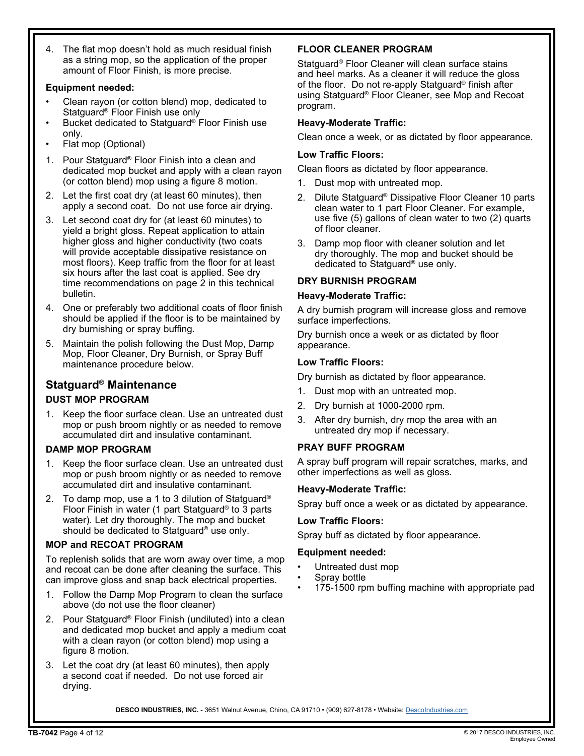4. The flat mop doesn't hold as much residual finish as a string mop, so the application of the proper amount of Floor Finish, is more precise.

**Equipment needed:**

- Clean rayon (or cotton blend) mop, dedicated to Statguard® Floor Finish use only
- Bucket dedicated to Statguard® Floor Finish use only.
- Flat mop (Optional)

1. Pour Statguard® Floor Finish into a clean and dedicated mop bucket and apply with a clean rayon (or cotton blend) mop using a figure 8 motion.
2. Let the first coat dry (at least 60 minutes), then apply a second coat. Do not use force air drying.
3. Let second coat dry for (at least 60 minutes) to yield a bright gloss. Repeat application to attain higher gloss and higher conductivity (two coats will provide acceptable dissipative resistance on most floors). Keep traffic from the floor for at least six hours after the last coat is applied. See dry time recommendations on page 2 in this technical bulletin.
4. One or preferably two additional coats of floor finish should be applied if the floor is to be maintained by dry burnishing or spray buffing.
5. Maintain the polish following the Dust Mop, Damp Mop, Floor Cleaner, Dry Burnish, or Spray Buff maintenance procedure below.

## Statguard® Maintenance

### DUST MOP PROGRAM

1. Keep the floor surface clean. Use an untreated dust mop or push broom nightly or as needed to remove accumulated dirt and insulative contaminant.

### DAMP MOP PROGRAM

1. Keep the floor surface clean. Use an untreated dust mop or push broom nightly or as needed to remove accumulated dirt and insulative contaminant.
2. To damp mop, use a 1 to 3 dilution of Statguard® Floor Finish in water (1 part Statguard® to 3 parts water). Let dry thoroughly. The mop and bucket should be dedicated to Statguard® use only.

### MOP and RECOAT PROGRAM

To replenish solids that are worn away over time, a mop and recoat can be done after cleaning the surface. This can improve gloss and snap back electrical properties.

1. Follow the Damp Mop Program to clean the surface above (do not use the floor cleaner)
2. Pour Statguard® Floor Finish (undiluted) into a clean and dedicated mop bucket and apply a medium coat with a clean rayon (or cotton blend) mop using a figure 8 motion.
3. Let the coat dry (at least 60 minutes), then apply a second coat if needed. Do not use forced air drying.

### FLOOR CLEANER PROGRAM

Statguard® Floor Cleaner will clean surface stains and heel marks. As a cleaner it will reduce the gloss of the floor. Do not re-apply Statguard® finish after using Statguard® Floor Cleaner, see Mop and Recoat program.

**Heavy-Moderate Traffic:**

Clean once a week, or as dictated by floor appearance.

**Low Traffic Floors:**

Clean floors as dictated by floor appearance.

1. Dust mop with untreated mop.
2. Dilute Statguard® Dissipative Floor Cleaner 10 parts clean water to 1 part Floor Cleaner. For example, use five (5) gallons of clean water to two (2) quarts of floor cleaner.
3. Damp mop floor with cleaner solution and let dry thoroughly. The mop and bucket should be dedicated to Statguard® use only.

### DRY BURNISH PROGRAM

**Heavy-Moderate Traffic:**

A dry burnish program will increase gloss and remove surface imperfections.

Dry burnish once a week or as dictated by floor appearance.

**Low Traffic Floors:**

Dry burnish as dictated by floor appearance.

1. Dust mop with an untreated mop.
2. Dry burnish at 1000-2000 rpm.
3. After dry burnish, dry mop the area with an untreated dry mop if necessary.

### PRAY BUFF PROGRAM

A spray buff program will repair scratches, marks, and other imperfections as well as gloss.

**Heavy-Moderate Traffic:**

Spray buff once a week or as dictated by appearance.

**Low Traffic Floors:**

Spray buff as dictated by floor appearance.

**Equipment needed:**

- Untreated dust mop
- Spray bottle
- 175-1500 rpm buffing machine with appropriate pad

**DESCO INDUSTRIES, INC.** - 3651 Walnut Avenue, Chino, CA 91710 • (909) 627-8178 • Website: DescoIndustries.com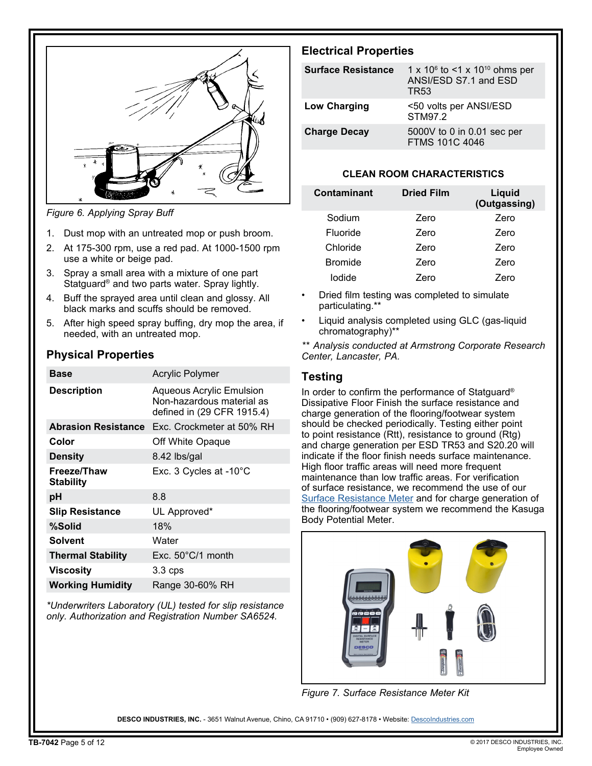Figure 6. Applying Spray Buff

1. Dust mop with an untreated mop or push broom.
2. At 175-300 rpm, use a red pad. At 1000-1500 rpm use a white or beige pad.
3. Spray a small area with a mixture of one part Statguard® and two parts water. Spray lightly.
4. Buff the sprayed area until clean and glossy. All black marks and scuffs should be removed.
5. After high speed spray buffing, dry mop the area, if needed, with an untreated mop.

## Physical Properties

| | |
|---|---|
| **Base** | Acrylic Polymer |
| **Description** | Aqueous Acrylic Emulsion Non-hazardous material as defined in (29 CFR 1915.4) |
| **Abrasion Resistance** | Exc. Crockmeter at 50% RH |
| **Color** | Off White Opaque |
| **Density** | 8.42 lbs/gal |
| **Freeze/Thaw Stability** | Exc. 3 Cycles at -10°C |
| **pH** | 8.8 |
| **Slip Resistance** | UL Approved* |
| **%Solid** | 18% |
| **Solvent** | Water |
| **Thermal Stability** | Exc. 50°C/1 month |
| **Viscosity** | 3.3 cps |
| **Working Humidity** | Range 30-60% RH |

*\*Underwriters Laboratory (UL) tested for slip resistance only. Authorization and Registration Number SA6524.*

## Electrical Properties

| | |
|---|---|
| **Surface Resistance** | $1 \times 10^6$ to $<1 \times 10^{10}$ ohms per ANSI/ESD S7.1 and ESD TR53 |
| **Low Charging** | <50 volts per ANSI/ESD STM97.2 |
| **Charge Decay** | 5000V to 0 in 0.01 sec per FTMS 101C 4046 |

### CLEAN ROOM CHARACTERISTICS

| Contaminant | Dried Film | Liquid (Outgassing) |
|---|---|---|
| Sodium | Zero | Zero |
| Fluoride | Zero | Zero |
| Chloride | Zero | Zero |
| Bromide | Zero | Zero |
| Iodide | Zero | Zero |

- Dried film testing was completed to simulate particulating.**
- Liquid analysis completed using GLC (gas-liquid chromatography)**

*\*\* Analysis conducted at Armstrong Corporate Research Center, Lancaster, PA.*

## Testing

In order to confirm the performance of Statguard® Dissipative Floor Finish the surface resistance and charge generation of the flooring/footwear system should be checked periodically. Testing either point to point resistance (Rtt), resistance to ground (Rtg) and charge generation per ESD TR53 and S20.20 will indicate if the floor finish needs surface maintenance. High floor traffic areas will need more frequent maintenance than low traffic areas. For verification of surface resistance, we recommend the use of our Surface Resistance Meter and for charge generation of the flooring/footwear system we recommend the Kasuga Body Potential Meter.

Figure 7. Surface Resistance Meter Kit

**DESCO INDUSTRIES, INC.** - 3651 Walnut Avenue, Chino, CA 91710 • (909) 627-8178 • Website: DescoIndustries.com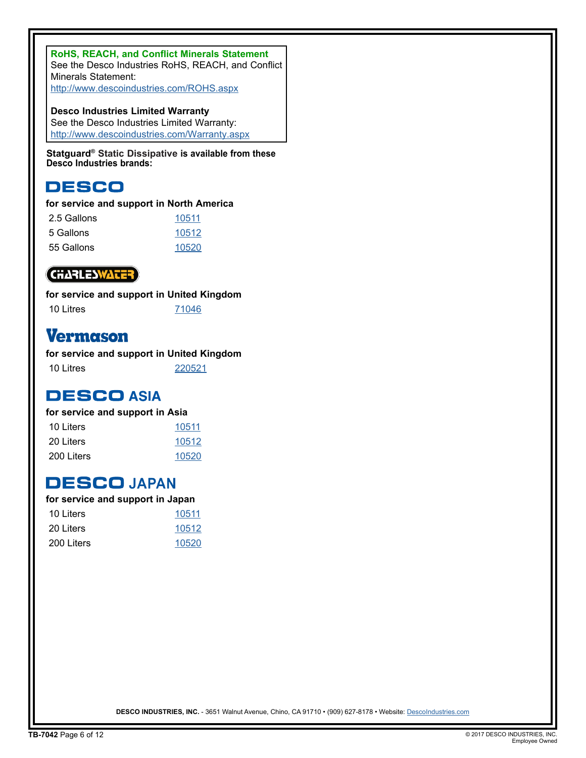**RoHS, REACH, and Conflict Minerals Statement**
See the Desco Industries RoHS, REACH, and Conflict Minerals Statement:
http://www.descoindustries.com/ROHS.aspx

**Desco Industries Limited Warranty**
See the Desco Industries Limited Warranty:
http://www.descoindustries.com/Warranty.aspx

**Statguard® Static Dissipative is available from these Desco Industries brands:**

## DESCO

**for service and support in North America**

| | |
|---|---|
| 2.5 Gallons | 10511 |
| 5 Gallons | 10512 |
| 55 Gallons | 10520 |

## CHARLESWATER

**for service and support in United Kingdom**

| | |
|---|---|
| 10 Litres | 71046 |

## Vermason

**for service and support in United Kingdom**

| | |
|---|---|
| 10 Litres | 220521 |

## DESCO ASIA

**for service and support in Asia**

| | |
|---|---|
| 10 Liters | 10511 |
| 20 Liters | 10512 |
| 200 Liters | 10520 |

## DESCO JAPAN

**for service and support in Japan**

| | |
|---|---|
| 10 Liters | 10511 |
| 20 Liters | 10512 |
| 200 Liters | 10520 |

**DESCO INDUSTRIES, INC.** - 3651 Walnut Avenue, Chino, CA 91710 • (909) 627-8178 • Website: DescoIndustries.com

© 2017 DESCO INDUSTRIES, INC.
Employee Owned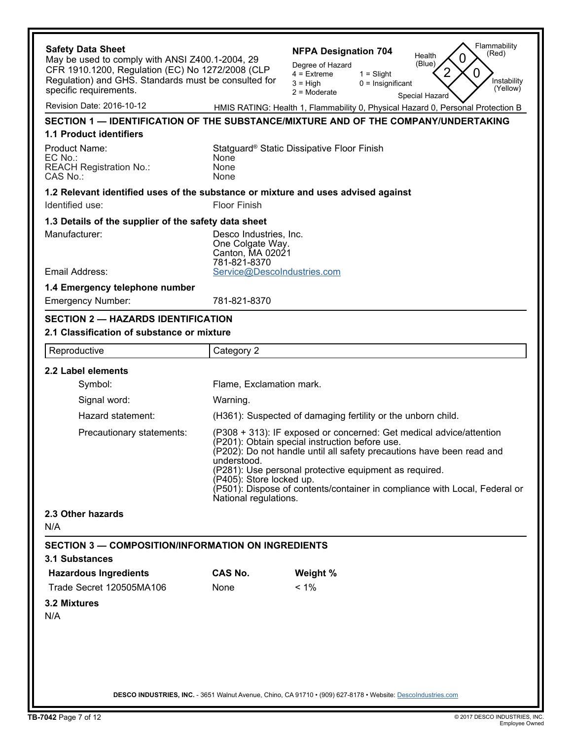**Safety Data Sheet**
May be used to comply with ANSI Z400.1-2004, 29 CFR 1910.1200, Regulation (EC) No 1272/2008 (CLP Regulation) and GHS. Standards must be consulted for specific requirements.

**NFPA Designation 704**

Degree of Hazard
4 = Extreme
3 = High
2 = Moderate
1 = Slight
0 = Insignificant

Health (Blue): 2
Flammability (Red): 0
Instability (Yellow): 0
Special Hazard:

Revision Date: 2016-10-12

HMIS RATING: Health 1, Flammability 0, Physical Hazard 0, Personal Protection B

## SECTION 1 — IDENTIFICATION OF THE SUBSTANCE/MIXTURE AND OF THE COMPANY/UNDERTAKING

### 1.1 Product identifiers

| | |
|---|---|
| Product Name: | Statguard® Static Dissipative Floor Finish |
| EC No.: | None |
| REACH Registration No.: | None |
| CAS No.: | None |

### 1.2 Relevant identified uses of the substance or mixture and uses advised against

Identified use: Floor Finish

### 1.3 Details of the supplier of the safety data sheet

Manufacturer:
Desco Industries, Inc.
One Colgate Way.
Canton, MA 02021
781-821-8370

Email Address: Service@DescoIndustries.com

### 1.4 Emergency telephone number

Emergency Number: 781-821-8370

## SECTION 2 — HAZARDS IDENTIFICATION

### 2.1 Classification of substance or mixture

| Reproductive | Category 2 |
|---|---|

### 2.2 Label elements

Symbol: Flame, Exclamation mark.

Signal word: Warning.

Hazard statement: (H361): Suspected of damaging fertility or the unborn child.

Precautionary statements:
(P308 + 313): IF exposed or concerned: Get medical advice/attention
(P201): Obtain special instruction before use.
(P202): Do not handle until all safety precautions have been read and understood.
(P281): Use personal protective equipment as required.
(P405): Store locked up.
(P501): Dispose of contents/container in compliance with Local, Federal or National regulations.

### 2.3 Other hazards

N/A

## SECTION 3 — COMPOSITION/INFORMATION ON INGREDIENTS

### 3.1 Substances

| Hazardous Ingredients | CAS No. | Weight % |
|---|---|---|
| Trade Secret 120505MA106 | None | < 1% |

### 3.2 Mixtures

N/A

DESCO INDUSTRIES, INC. - 3651 Walnut Avenue, Chino, CA 91710 • (909) 627-8178 • Website: DescoIndustries.com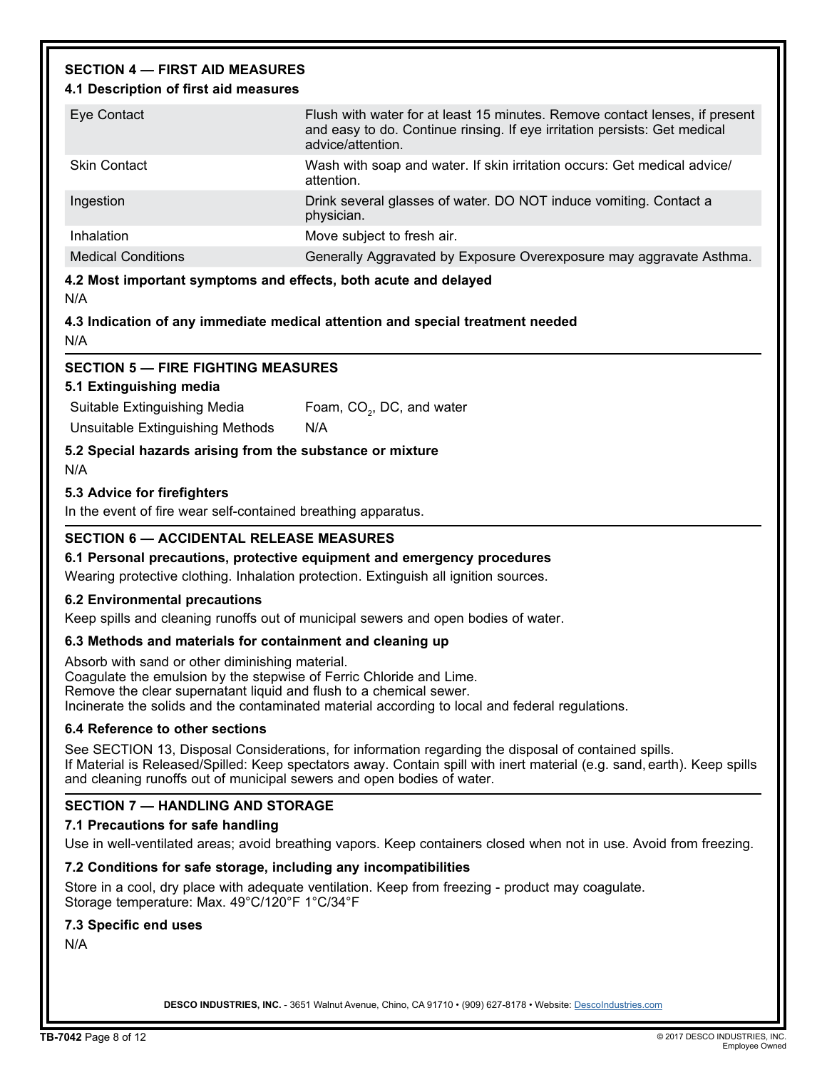## SECTION 4 — FIRST AID MEASURES

### 4.1 Description of first aid measures

| | |
|---|---|
| Eye Contact | Flush with water for at least 15 minutes. Remove contact lenses, if present and easy to do. Continue rinsing. If eye irritation persists: Get medical advice/attention. |
| Skin Contact | Wash with soap and water. If skin irritation occurs: Get medical advice/ attention. |
| Ingestion | Drink several glasses of water. DO NOT induce vomiting. Contact a physician. |
| Inhalation | Move subject to fresh air. |
| Medical Conditions | Generally Aggravated by Exposure Overexposure may aggravate Asthma. |

### 4.2 Most important symptoms and effects, both acute and delayed

N/A

### 4.3 Indication of any immediate medical attention and special treatment needed

N/A

## SECTION 5 — FIRE FIGHTING MEASURES

### 5.1 Extinguishing media

| | |
|---|---|
| Suitable Extinguishing Media | Foam, $CO_2$, DC, and water |
| Unsuitable Extinguishing Methods | N/A |

### 5.2 Special hazards arising from the substance or mixture

N/A

### 5.3 Advice for firefighters

In the event of fire wear self-contained breathing apparatus.

## SECTION 6 — ACCIDENTAL RELEASE MEASURES

### 6.1 Personal precautions, protective equipment and emergency procedures

Wearing protective clothing. Inhalation protection. Extinguish all ignition sources.

### 6.2 Environmental precautions

Keep spills and cleaning runoffs out of municipal sewers and open bodies of water.

### 6.3 Methods and materials for containment and cleaning up

Absorb with sand or other diminishing material.
Coagulate the emulsion by the stepwise of Ferric Chloride and Lime.
Remove the clear supernatant liquid and flush to a chemical sewer.
Incinerate the solids and the contaminated material according to local and federal regulations.

### 6.4 Reference to other sections

See SECTION 13, Disposal Considerations, for information regarding the disposal of contained spills.
If Material is Released/Spilled: Keep spectators away. Contain spill with inert material (e.g. sand, earth). Keep spills and cleaning runoffs out of municipal sewers and open bodies of water.

## SECTION 7 — HANDLING AND STORAGE

### 7.1 Precautions for safe handling

Use in well-ventilated areas; avoid breathing vapors. Keep containers closed when not in use. Avoid from freezing.

### 7.2 Conditions for safe storage, including any incompatibilities

Store in a cool, dry place with adequate ventilation. Keep from freezing - product may coagulate.
Storage temperature: Max. 49°C/120°F 1°C/34°F

### 7.3 Specific end uses

N/A

**DESCO INDUSTRIES, INC.** - 3651 Walnut Avenue, Chino, CA 91710 • (909) 627-8178 • Website: DescoIndustries.com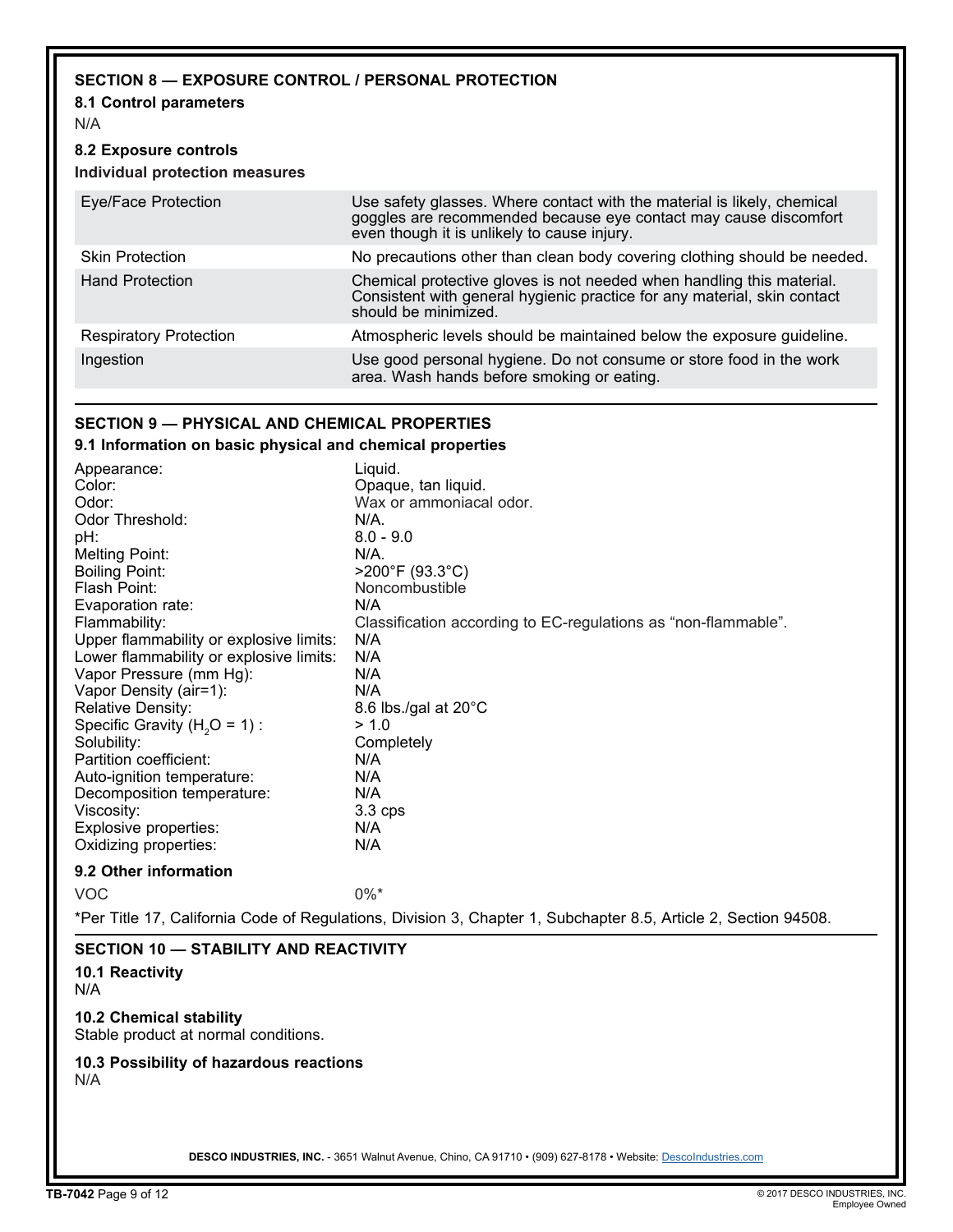## SECTION 8 — EXPOSURE CONTROL / PERSONAL PROTECTION

### 8.1 Control parameters

N/A

### 8.2 Exposure controls

**Individual protection measures**

| | |
|---|---|
| Eye/Face Protection | Use safety glasses. Where contact with the material is likely, chemical goggles are recommended because eye contact may cause discomfort even though it is unlikely to cause injury. |
| Skin Protection | No precautions other than clean body covering clothing should be needed. |
| Hand Protection | Chemical protective gloves is not needed when handling this material. Consistent with general hygienic practice for any material, skin contact should be minimized. |
| Respiratory Protection | Atmospheric levels should be maintained below the exposure guideline. |
| Ingestion | Use good personal hygiene. Do not consume or store food in the work area. Wash hands before smoking or eating. |

## SECTION 9 — PHYSICAL AND CHEMICAL PROPERTIES

### 9.1 Information on basic physical and chemical properties

| | |
|---|---|
| Appearance: | Liquid. |
| Color: | Opaque, tan liquid. |
| Odor: | Wax or ammoniacal odor. |
| Odor Threshold: | N/A. |
| pH: | 8.0 - 9.0 |
| Melting Point: | N/A. |
| Boiling Point: | >200°F (93.3°C) |
| Flash Point: | Noncombustible |
| Evaporation rate: | N/A |
| Flammability: | Classification according to EC-regulations as “non-flammable”. |
| Upper flammability or explosive limits: | N/A |
| Lower flammability or explosive limits: | N/A |
| Vapor Pressure (mm Hg): | N/A |
| Vapor Density (air=1): | N/A |
| Relative Density: | 8.6 lbs./gal at 20°C |
| Specific Gravity ($H_2O$ = 1) : | > 1.0 |
| Solubility: | Completely |
| Partition coefficient: | N/A |
| Auto-ignition temperature: | N/A |
| Decomposition temperature: | N/A |
| Viscosity: | 3.3 cps |
| Explosive properties: | N/A |
| Oxidizing properties: | N/A |

### 9.2 Other information

VOC 0%*

*Per Title 17, California Code of Regulations, Division 3, Chapter 1, Subchapter 8.5, Article 2, Section 94508.

## SECTION 10 — STABILITY AND REACTIVITY

### 10.1 Reactivity

N/A

### 10.2 Chemical stability

Stable product at normal conditions.

### 10.3 Possibility of hazardous reactions

N/A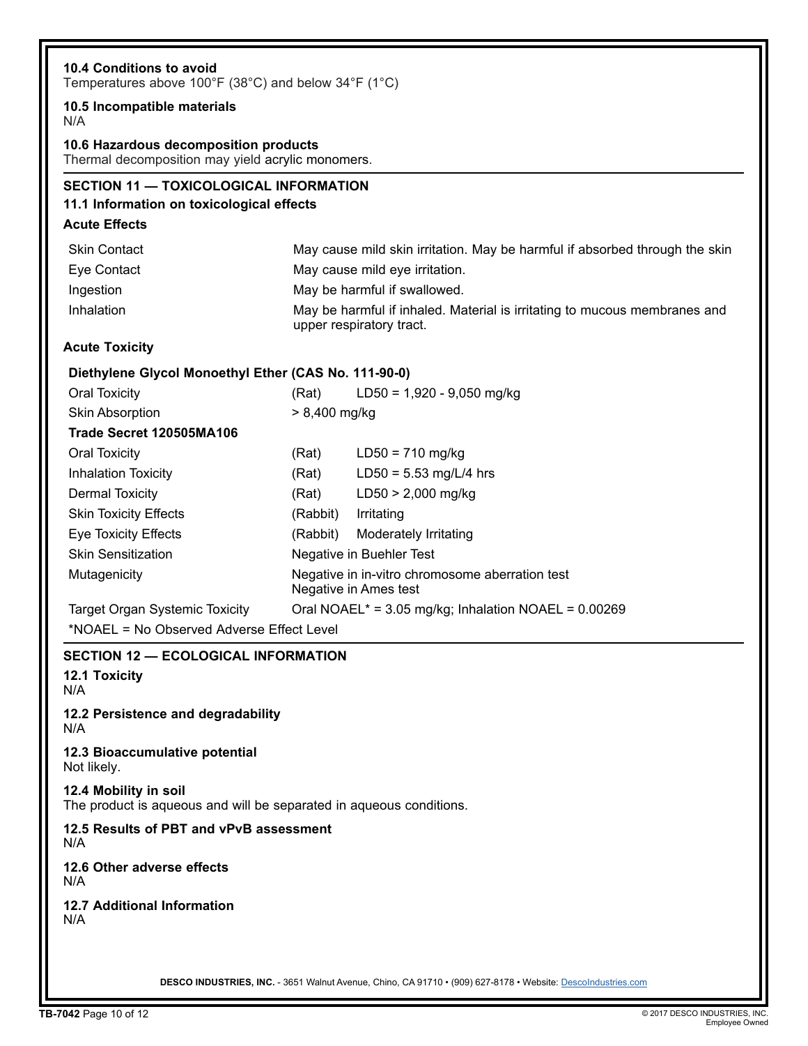**10.4 Conditions to avoid**
Temperatures above 100°F (38°C) and below 34°F (1°C)

**10.5 Incompatible materials**
N/A

**10.6 Hazardous decomposition products**
Thermal decomposition may yield acrylic monomers.

## SECTION 11 — TOXICOLOGICAL INFORMATION

### 11.1 Information on toxicological effects

**Acute Effects**

| | |
|---|---|
| Skin Contact | May cause mild skin irritation. May be harmful if absorbed through the skin |
| Eye Contact | May cause mild eye irritation. |
| Ingestion | May be harmful if swallowed. |
| Inhalation | May be harmful if inhaled. Material is irritating to mucous membranes and upper respiratory tract. |

**Acute Toxicity**

| | | |
|---|---|---|
| **Diethylene Glycol Monoethyl Ether (CAS No. 111-90-0)** | | |
| Oral Toxicity | (Rat) | LD50 = 1,920 - 9,050 mg/kg |
| Skin Absorption | > 8,400 mg/kg | |
| **Trade Secret 120505MA106** | | |
| Oral Toxicity | (Rat) | LD50 = 710 mg/kg |
| Inhalation Toxicity | (Rat) | LD50 = 5.53 mg/L/4 hrs |
| Dermal Toxicity | (Rat) | LD50 > 2,000 mg/kg |
| Skin Toxicity Effects | (Rabbit) | Irritating |
| Eye Toxicity Effects | (Rabbit) | Moderately Irritating |
| Skin Sensitization | Negative in Buehler Test | |
| Mutagenicity | Negative in in-vitro chromosome aberration test<br>Negative in Ames test | |
| Target Organ Systemic Toxicity | Oral NOAEL* = 3.05 mg/kg; Inhalation NOAEL = 0.00269 | |

*NOAEL = No Observed Adverse Effect Level

## SECTION 12 — ECOLOGICAL INFORMATION

**12.1 Toxicity**
N/A

**12.2 Persistence and degradability**
N/A

**12.3 Bioaccumulative potential**
Not likely.

**12.4 Mobility in soil**
The product is aqueous and will be separated in aqueous conditions.

**12.5 Results of PBT and vPvB assessment**
N/A

**12.6 Other adverse effects**
N/A

**12.7 Additional Information**
N/A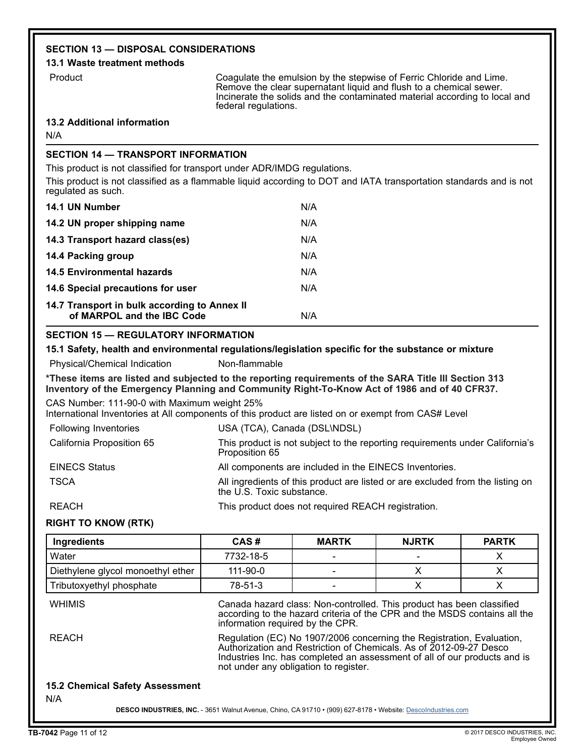## SECTION 13 — DISPOSAL CONSIDERATIONS

### 13.1 Waste treatment methods

| | |
|---|---|
| Product | Coagulate the emulsion by the stepwise of Ferric Chloride and Lime. Remove the clear supernatant liquid and flush to a chemical sewer. Incinerate the solids and the contaminated material according to local and federal regulations. |

### 13.2 Additional information

N/A

## SECTION 14 — TRANSPORT INFORMATION

This product is not classified for transport under ADR/IMDG regulations.

This product is not classified as a flammable liquid according to DOT and IATA transportation standards and is not regulated as such.

| | |
|---|---|
| **14.1 UN Number** | N/A |
| **14.2 UN proper shipping name** | N/A |
| **14.3 Transport hazard class(es)** | N/A |
| **14.4 Packing group** | N/A |
| **14.5 Environmental hazards** | N/A |
| **14.6 Special precautions for user** | N/A |
| **14.7 Transport in bulk according to Annex II of MARPOL and the IBC Code** | N/A |

## SECTION 15 — REGULATORY INFORMATION

### 15.1 Safety, health and environmental regulations/legislation specific for the substance or mixture

| | |
|---|---|
| Physical/Chemical Indication | Non-flammable |

**\*These items are listed and subjected to the reporting requirements of the SARA Title III Section 313 Inventory of the Emergency Planning and Community Right-To-Know Act of 1986 and of 40 CFR37.**

CAS Number: 111-90-0 with Maximum weight 25%

International Inventories at All components of this product are listed on or exempt from CAS# Level

| | |
|---|---|
| Following Inventories | USA (TCA), Canada (DSL\NDSL) |
| California Proposition 65 | This product is not subject to the reporting requirements under California's Proposition 65 |
| EINECS Status | All components are included in the EINECS Inventories. |
| TSCA | All ingredients of this product are listed or are excluded from the listing on the U.S. Toxic substance. |
| REACH | This product does not required REACH registration. |

**RIGHT TO KNOW (RTK)**

| Ingredients | CAS # | MARTK | NJRTK | PARTK |
|---|---|---|---|---|
| Water | 7732-18-5 | - | - | X |
| Diethylene glycol monoethyl ether | 111-90-0 | - | X | X |
| Tributoxyethyl phosphate | 78-51-3 | - | X | X |

| | |
|---|---|
| WHIMIS | Canada hazard class: Non-controlled. This product has been classified according to the hazard criteria of the CPR and the MSDS contains all the information required by the CPR. |
| REACH | Regulation (EC) No 1907/2006 concerning the Registration, Evaluation, Authorization and Restriction of Chemicals. As of 2012-09-27 Desco Industries Inc. has completed an assessment of all of our products and is not under any obligation to register. |

### 15.2 Chemical Safety Assessment

N/A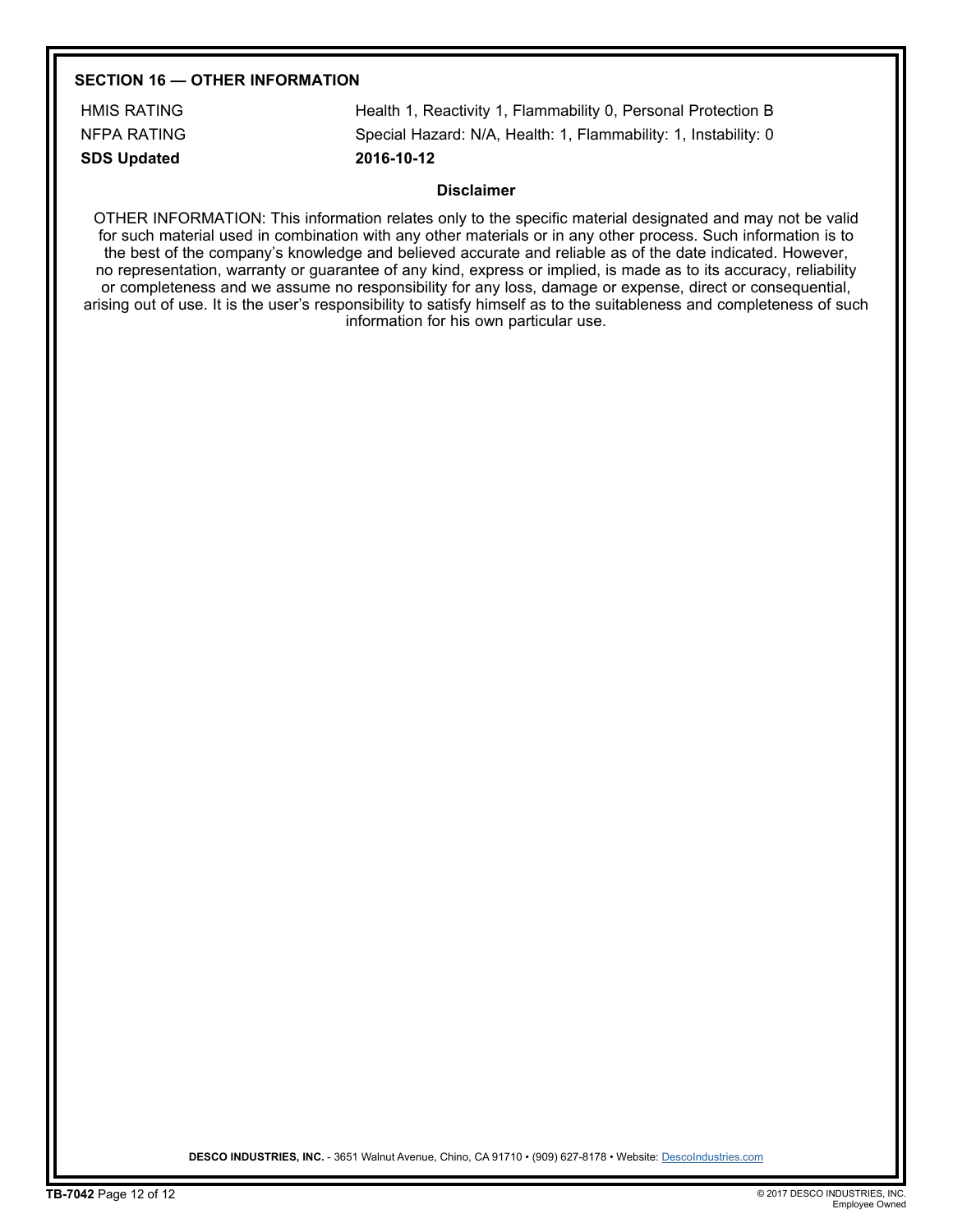## SECTION 16 — OTHER INFORMATION

| | |
|---|---|
| HMIS RATING | Health 1, Reactivity 1, Flammability 0, Personal Protection B |
| NFPA RATING | Special Hazard: N/A, Health: 1, Flammability: 1, Instability: 0 |
| **SDS Updated** | **2016-10-12** |

**Disclaimer**

OTHER INFORMATION: This information relates only to the specific material designated and may not be valid for such material used in combination with any other materials or in any other process. Such information is to the best of the company's knowledge and believed accurate and reliable as of the date indicated. However, no representation, warranty or guarantee of any kind, express or implied, is made as to its accuracy, reliability or completeness and we assume no responsibility for any loss, damage or expense, direct or consequential, arising out of use. It is the user's responsibility to satisfy himself as to the suitableness and completeness of such information for his own particular use.

**DESCO INDUSTRIES, INC.** - 3651 Walnut Avenue, Chino, CA 91710 • (909) 627-8178 • Website: DescoIndustries.com